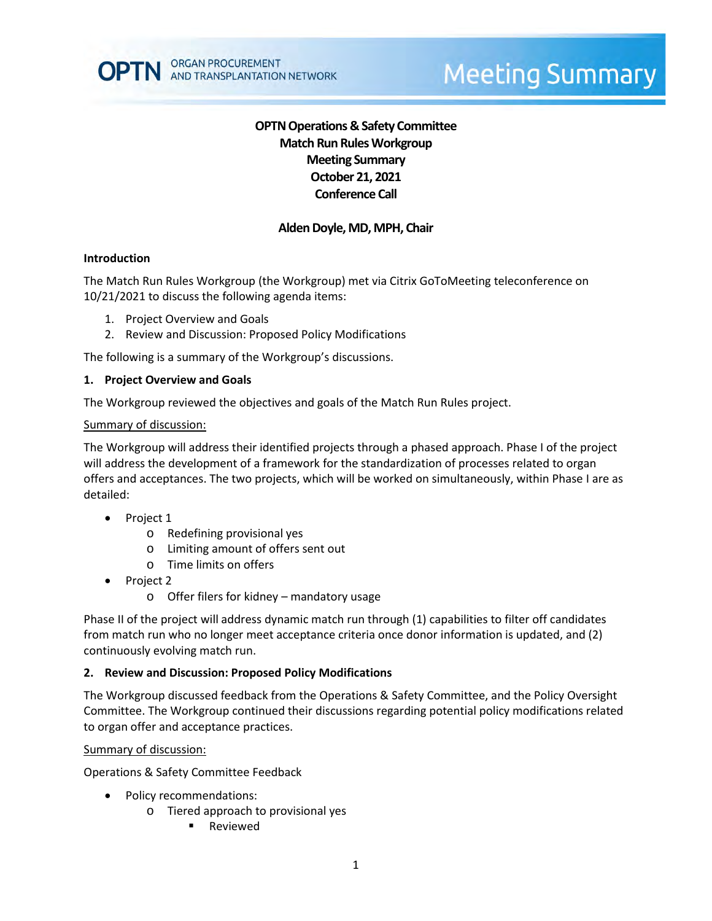# OPTN Operations & Safety Committee
## Match Run Rules Workgroup
## Meeting Summary
## October 21, 2021
## Conference Call

**Alden Doyle, MD, MPH, Chair**

### Introduction

The Match Run Rules Workgroup (the Workgroup) met via Citrix GoToMeeting teleconference on 10/21/2021 to discuss the following agenda items:

1. Project Overview and Goals
2. Review and Discussion: Proposed Policy Modifications

The following is a summary of the Workgroup's discussions.

### 1. Project Overview and Goals

The Workgroup reviewed the objectives and goals of the Match Run Rules project.

Summary of discussion:

The Workgroup will address their identified projects through a phased approach. Phase I of the project will address the development of a framework for the standardization of processes related to organ offers and acceptances. The two projects, which will be worked on simultaneously, within Phase I are as detailed:

- Project 1
  - Redefining provisional yes
  - Limiting amount of offers sent out
  - Time limits on offers
- Project 2
  - Offer filers for kidney – mandatory usage

Phase II of the project will address dynamic match run through (1) capabilities to filter off candidates from match run who no longer meet acceptance criteria once donor information is updated, and (2) continuously evolving match run.

### 2. Review and Discussion: Proposed Policy Modifications

The Workgroup discussed feedback from the Operations & Safety Committee, and the Policy Oversight Committee. The Workgroup continued their discussions regarding potential policy modifications related to organ offer and acceptance practices.

Summary of discussion:

Operations & Safety Committee Feedback

- Policy recommendations:
  - Tiered approach to provisional yes
    - Reviewed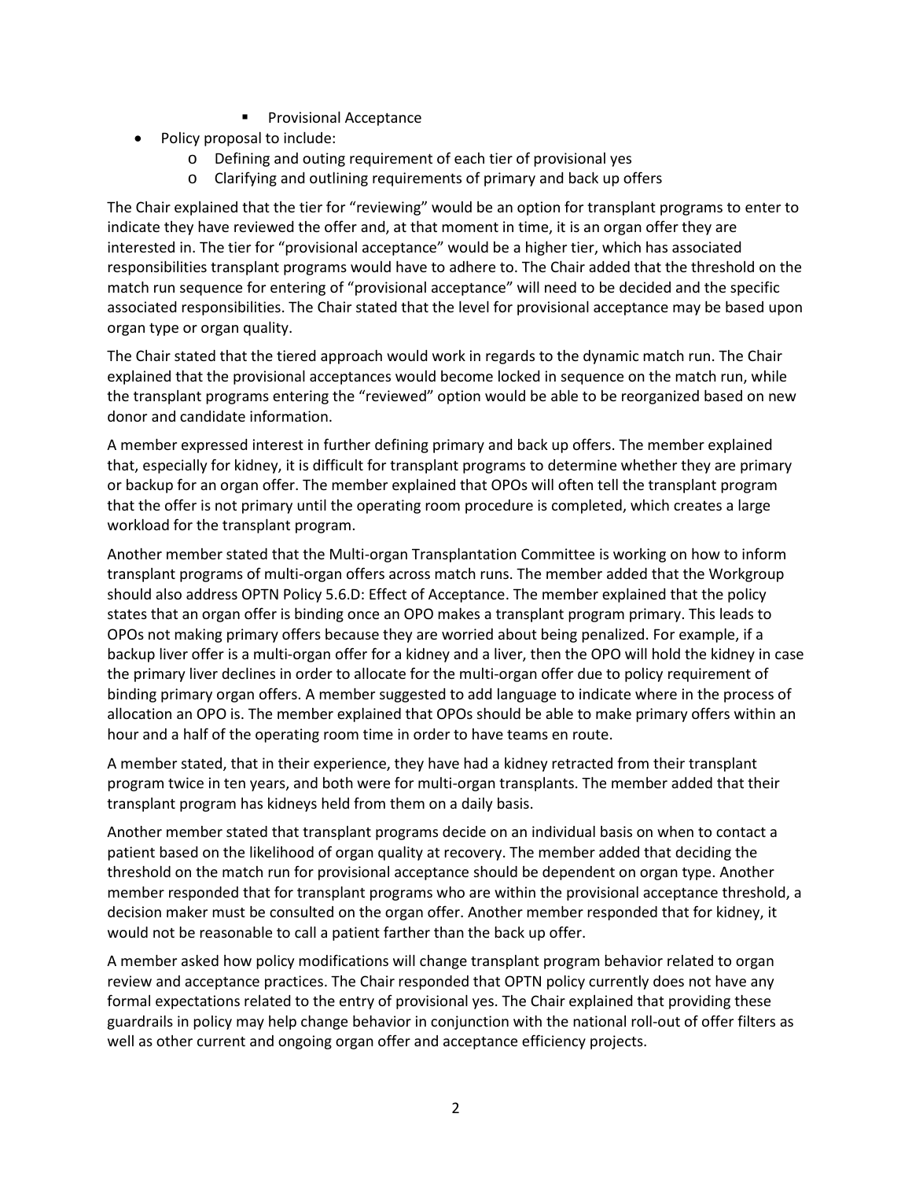- Provisional Acceptance
- Policy proposal to include:
    - Defining and outing requirement of each tier of provisional yes
    - Clarifying and outlining requirements of primary and back up offers

The Chair explained that the tier for "reviewing" would be an option for transplant programs to enter to indicate they have reviewed the offer and, at that moment in time, it is an organ offer they are interested in. The tier for "provisional acceptance" would be a higher tier, which has associated responsibilities transplant programs would have to adhere to. The Chair added that the threshold on the match run sequence for entering of "provisional acceptance" will need to be decided and the specific associated responsibilities. The Chair stated that the level for provisional acceptance may be based upon organ type or organ quality.

The Chair stated that the tiered approach would work in regards to the dynamic match run. The Chair explained that the provisional acceptances would become locked in sequence on the match run, while the transplant programs entering the "reviewed" option would be able to be reorganized based on new donor and candidate information.

A member expressed interest in further defining primary and back up offers. The member explained that, especially for kidney, it is difficult for transplant programs to determine whether they are primary or backup for an organ offer. The member explained that OPOs will often tell the transplant program that the offer is not primary until the operating room procedure is completed, which creates a large workload for the transplant program.

Another member stated that the Multi-organ Transplantation Committee is working on how to inform transplant programs of multi-organ offers across match runs. The member added that the Workgroup should also address OPTN Policy 5.6.D: Effect of Acceptance. The member explained that the policy states that an organ offer is binding once an OPO makes a transplant program primary. This leads to OPOs not making primary offers because they are worried about being penalized. For example, if a backup liver offer is a multi-organ offer for a kidney and a liver, then the OPO will hold the kidney in case the primary liver declines in order to allocate for the multi-organ offer due to policy requirement of binding primary organ offers. A member suggested to add language to indicate where in the process of allocation an OPO is. The member explained that OPOs should be able to make primary offers within an hour and a half of the operating room time in order to have teams en route.

A member stated, that in their experience, they have had a kidney retracted from their transplant program twice in ten years, and both were for multi-organ transplants. The member added that their transplant program has kidneys held from them on a daily basis.

Another member stated that transplant programs decide on an individual basis on when to contact a patient based on the likelihood of organ quality at recovery. The member added that deciding the threshold on the match run for provisional acceptance should be dependent on organ type. Another member responded that for transplant programs who are within the provisional acceptance threshold, a decision maker must be consulted on the organ offer. Another member responded that for kidney, it would not be reasonable to call a patient farther than the back up offer.

A member asked how policy modifications will change transplant program behavior related to organ review and acceptance practices. The Chair responded that OPTN policy currently does not have any formal expectations related to the entry of provisional yes. The Chair explained that providing these guardrails in policy may help change behavior in conjunction with the national roll-out of offer filters as well as other current and ongoing organ offer and acceptance efficiency projects.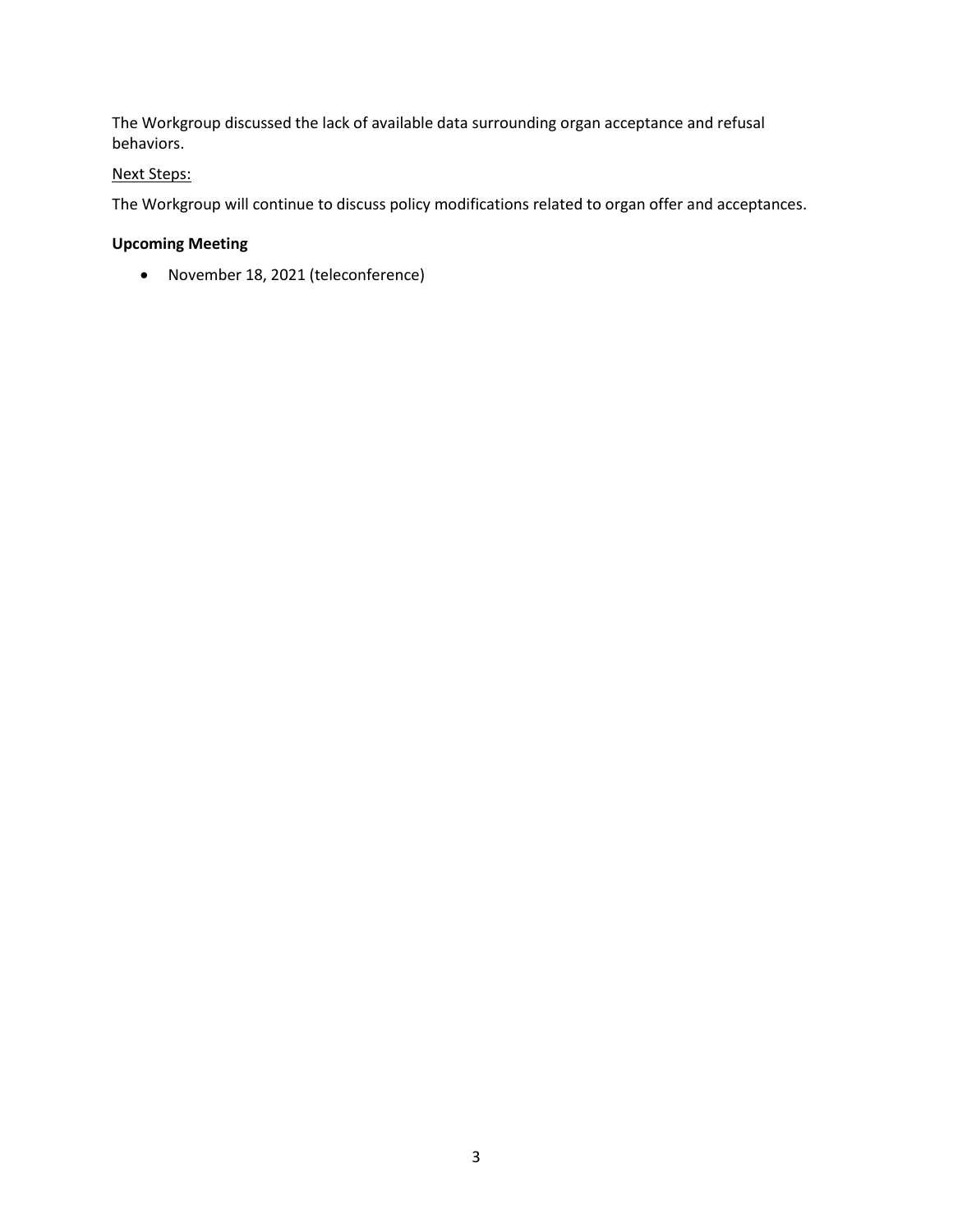The Workgroup discussed the lack of available data surrounding organ acceptance and refusal behaviors.

Next Steps:

The Workgroup will continue to discuss policy modifications related to organ offer and acceptances.

**Upcoming Meeting**

- November 18, 2021 (teleconference)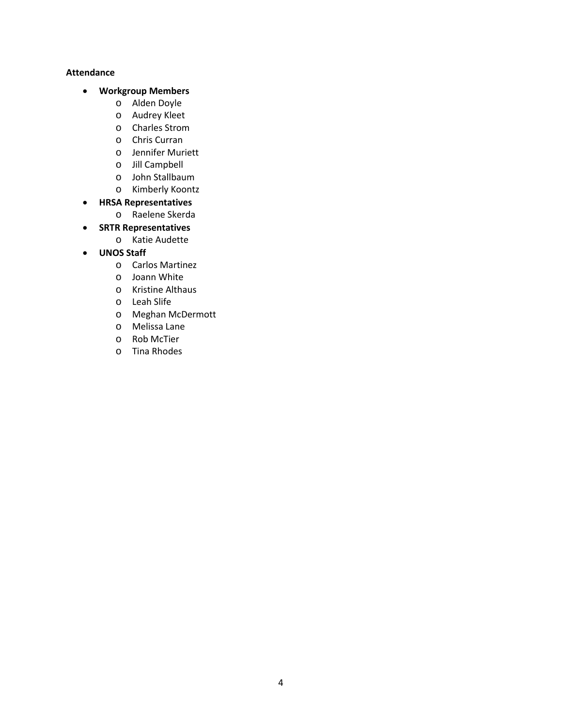**Attendance**

- **Workgroup Members**
  - Alden Doyle
  - Audrey Kleet
  - Charles Strom
  - Chris Curran
  - Jennifer Muriett
  - Jill Campbell
  - John Stallbaum
  - Kimberly Koontz
- **HRSA Representatives**
  - Raelene Skerda
- **SRTR Representatives**
  - Katie Audette
- **UNOS Staff**
  - Carlos Martinez
  - Joann White
  - Kristine Althaus
  - Leah Slife
  - Meghan McDermott
  - Melissa Lane
  - Rob McTier
  - Tina Rhodes